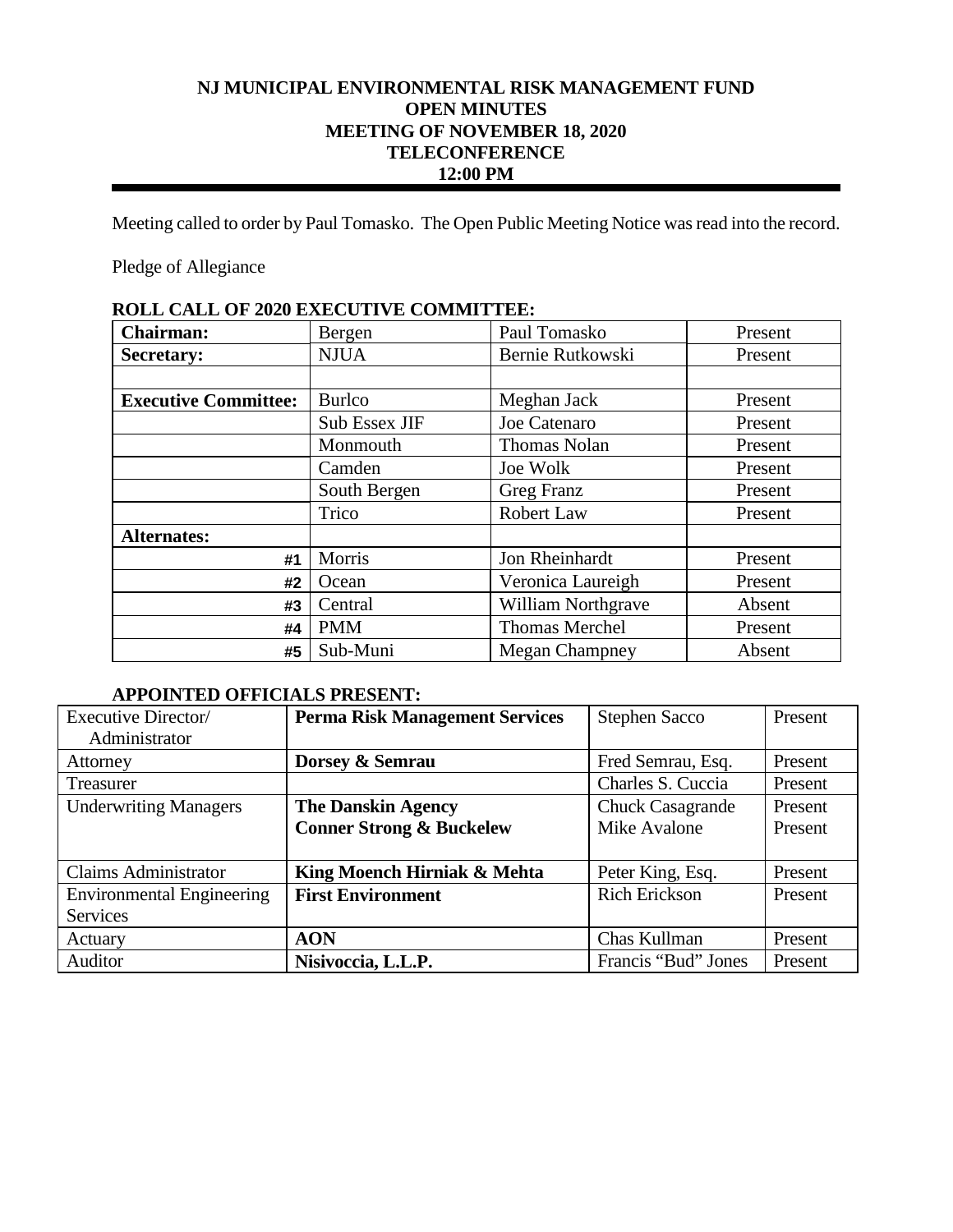# NJ MUNICIPAL ENVIRONMENTAL RISK MANAGEMENT FUND
## OPEN MINUTES
## MEETING OF NOVEMBER 18, 2020
## TELECONFERENCE
## 12:00 PM

Meeting called to order by Paul Tomasko. The Open Public Meeting Notice was read into the record.

Pledge of Allegiance

**ROLL CALL OF 2020 EXECUTIVE COMMITTEE:**

| | | | |
|---|---|---|---|
| **Chairman:** | Bergen | Paul Tomasko | Present |
| **Secretary:** | NJUA | Bernie Rutkowski | Present |
| | | | |
| **Executive Committee:** | Burlco | Meghan Jack | Present |
| | Sub Essex JIF | Joe Catenaro | Present |
| | Monmouth | Thomas Nolan | Present |
| | Camden | Joe Wolk | Present |
| | South Bergen | Greg Franz | Present |
| | Trico | Robert Law | Present |
| **Alternates:** | | | |
| #1 | Morris | Jon Rheinhardt | Present |
| #2 | Ocean | Veronica Laureigh | Present |
| #3 | Central | William Northgrave | Absent |
| #4 | PMM | Thomas Merchel | Present |
| #5 | Sub-Muni | Megan Champney | Absent |

**APPOINTED OFFICIALS PRESENT:**

| | | | |
|---|---|---|---|
| Executive Director/ Administrator | **Perma Risk Management Services** | Stephen Sacco | Present |
| Attorney | **Dorsey & Semrau** | Fred Semrau, Esq. | Present |
| Treasurer | | Charles S. Cuccia | Present |
| Underwriting Managers | **The Danskin Agency**<br>**Conner Strong & Buckelew** | Chuck Casagrande<br>Mike Avalone | Present<br>Present |
| Claims Administrator | **King Moench Hirniak & Mehta** | Peter King, Esq. | Present |
| Environmental Engineering Services | **First Environment** | Rich Erickson | Present |
| Actuary | **AON** | Chas Kullman | Present |
| Auditor | **Nisivoccia, L.L.P.** | Francis "Bud" Jones | Present |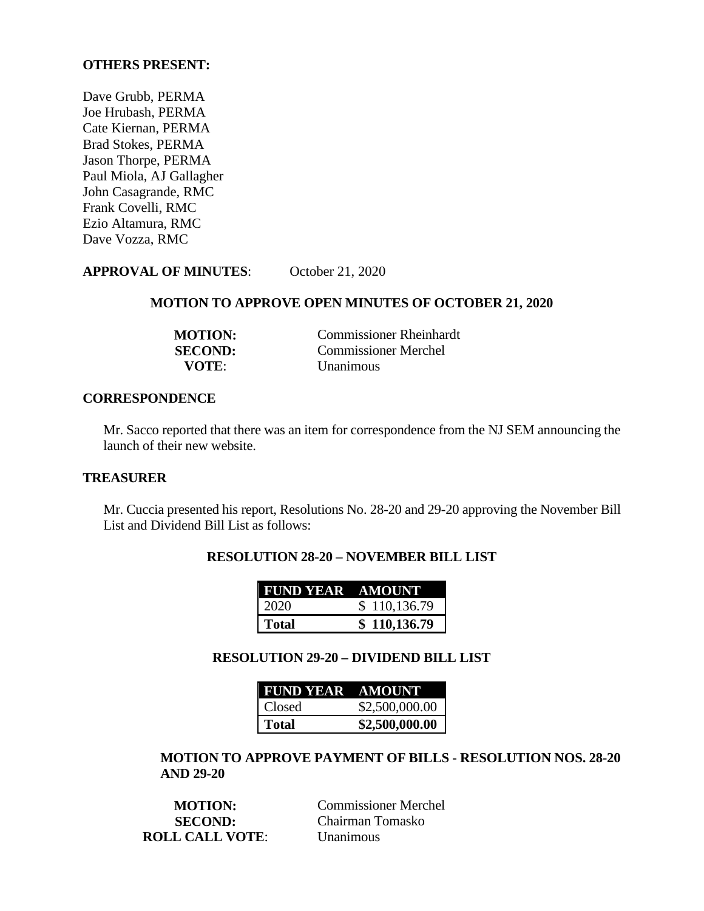**OTHERS PRESENT:**

Dave Grubb, PERMA
Joe Hrubash, PERMA
Cate Kiernan, PERMA
Brad Stokes, PERMA
Jason Thorpe, PERMA
Paul Miola, AJ Gallagher
John Casagrande, RMC
Frank Covelli, RMC
Ezio Altamura, RMC
Dave Vozza, RMC

**APPROVAL OF MINUTES**: October 21, 2020

**MOTION TO APPROVE OPEN MINUTES OF OCTOBER 21, 2020**

**MOTION:** Commissioner Rheinhardt
**SECOND:** Commissioner Merchel
**VOTE**: Unanimous

**CORRESPONDENCE**

Mr. Sacco reported that there was an item for correspondence from the NJ SEM announcing the launch of their new website.

**TREASURER**

Mr. Cuccia presented his report, Resolutions No. 28-20 and 29-20 approving the November Bill List and Dividend Bill List as follows:

**RESOLUTION 28-20 – NOVEMBER BILL LIST**

| FUND YEAR | AMOUNT |
|---|---|
| 2020 | $ 110,136.79 |
| **Total** | **$ 110,136.79** |

**RESOLUTION 29-20 – DIVIDEND BILL LIST**

| FUND YEAR | AMOUNT |
|---|---|
| Closed | $2,500,000.00 |
| **Total** | **$2,500,000.00** |

**MOTION TO APPROVE PAYMENT OF BILLS - RESOLUTION NOS. 28-20 AND 29-20**

**MOTION:** Commissioner Merchel
**SECOND:** Chairman Tomasko
**ROLL CALL VOTE**: Unanimous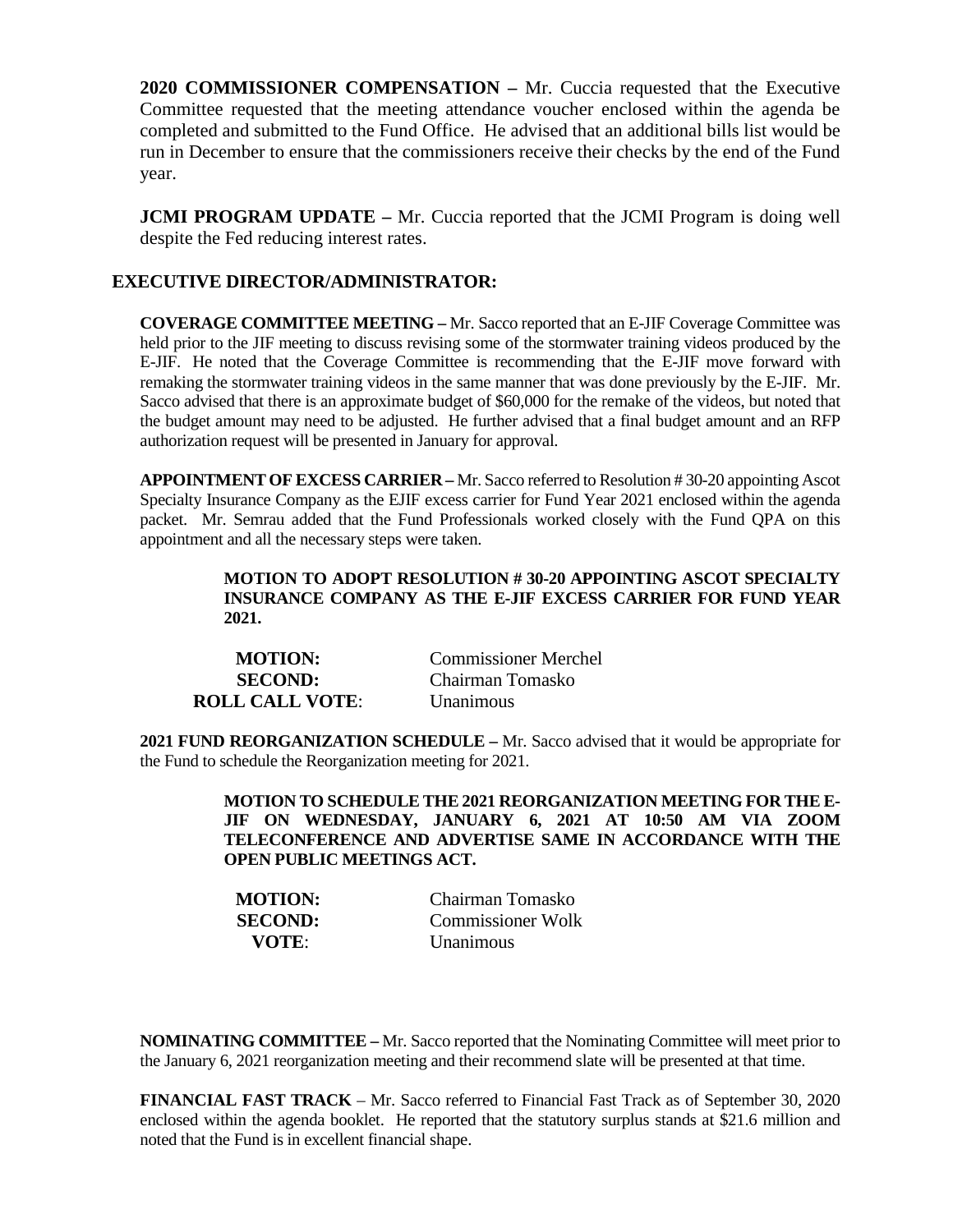**2020 COMMISSIONER COMPENSATION –** Mr. Cuccia requested that the Executive Committee requested that the meeting attendance voucher enclosed within the agenda be completed and submitted to the Fund Office. He advised that an additional bills list would be run in December to ensure that the commissioners receive their checks by the end of the Fund year.

**JCMI PROGRAM UPDATE –** Mr. Cuccia reported that the JCMI Program is doing well despite the Fed reducing interest rates.

## EXECUTIVE DIRECTOR/ADMINISTRATOR:

**COVERAGE COMMITTEE MEETING –** Mr. Sacco reported that an E-JIF Coverage Committee was held prior to the JIF meeting to discuss revising some of the stormwater training videos produced by the E-JIF. He noted that the Coverage Committee is recommending that the E-JIF move forward with remaking the stormwater training videos in the same manner that was done previously by the E-JIF. Mr. Sacco advised that there is an approximate budget of $60,000 for the remake of the videos, but noted that the budget amount may need to be adjusted. He further advised that a final budget amount and an RFP authorization request will be presented in January for approval.

**APPOINTMENT OF EXCESS CARRIER –** Mr. Sacco referred to Resolution # 30-20 appointing Ascot Specialty Insurance Company as the EJIF excess carrier for Fund Year 2021 enclosed within the agenda packet. Mr. Semrau added that the Fund Professionals worked closely with the Fund QPA on this appointment and all the necessary steps were taken.

**MOTION TO ADOPT RESOLUTION # 30-20 APPOINTING ASCOT SPECIALTY INSURANCE COMPANY AS THE E-JIF EXCESS CARRIER FOR FUND YEAR 2021.**

**MOTION:** Commissioner Merchel
**SECOND:** Chairman Tomasko
**ROLL CALL VOTE**: Unanimous

**2021 FUND REORGANIZATION SCHEDULE –** Mr. Sacco advised that it would be appropriate for the Fund to schedule the Reorganization meeting for 2021.

**MOTION TO SCHEDULE THE 2021 REORGANIZATION MEETING FOR THE E-JIF ON WEDNESDAY, JANUARY 6, 2021 AT 10:50 AM VIA ZOOM TELECONFERENCE AND ADVERTISE SAME IN ACCORDANCE WITH THE OPEN PUBLIC MEETINGS ACT.**

**MOTION:** Chairman Tomasko
**SECOND:** Commissioner Wolk
**VOTE**: Unanimous

**NOMINATING COMMITTEE –** Mr. Sacco reported that the Nominating Committee will meet prior to the January 6, 2021 reorganization meeting and their recommend slate will be presented at that time.

**FINANCIAL FAST TRACK** – Mr. Sacco referred to Financial Fast Track as of September 30, 2020 enclosed within the agenda booklet. He reported that the statutory surplus stands at $21.6 million and noted that the Fund is in excellent financial shape.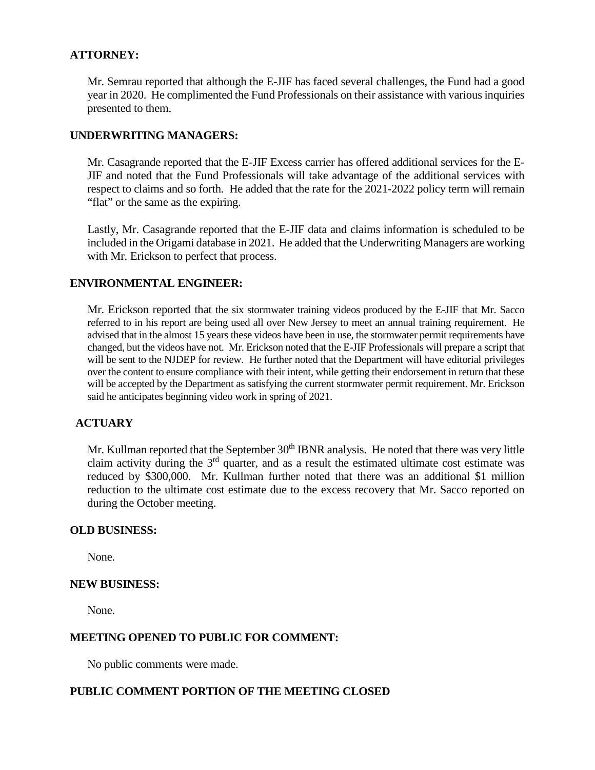**ATTORNEY:**

Mr. Semrau reported that although the E-JIF has faced several challenges, the Fund had a good year in 2020. He complimented the Fund Professionals on their assistance with various inquiries presented to them.

**UNDERWRITING MANAGERS:**

Mr. Casagrande reported that the E-JIF Excess carrier has offered additional services for the E-JIF and noted that the Fund Professionals will take advantage of the additional services with respect to claims and so forth. He added that the rate for the 2021-2022 policy term will remain "flat" or the same as the expiring.

Lastly, Mr. Casagrande reported that the E-JIF data and claims information is scheduled to be included in the Origami database in 2021. He added that the Underwriting Managers are working with Mr. Erickson to perfect that process.

**ENVIRONMENTAL ENGINEER:**

Mr. Erickson reported that the six stormwater training videos produced by the E-JIF that Mr. Sacco referred to in his report are being used all over New Jersey to meet an annual training requirement. He advised that in the almost 15 years these videos have been in use, the stormwater permit requirements have changed, but the videos have not. Mr. Erickson noted that the E-JIF Professionals will prepare a script that will be sent to the NJDEP for review. He further noted that the Department will have editorial privileges over the content to ensure compliance with their intent, while getting their endorsement in return that these will be accepted by the Department as satisfying the current stormwater permit requirement. Mr. Erickson said he anticipates beginning video work in spring of 2021.

**ACTUARY**

Mr. Kullman reported that the September 30th IBNR analysis. He noted that there was very little claim activity during the 3rd quarter, and as a result the estimated ultimate cost estimate was reduced by $300,000. Mr. Kullman further noted that there was an additional $1 million reduction to the ultimate cost estimate due to the excess recovery that Mr. Sacco reported on during the October meeting.

**OLD BUSINESS:**

None.

**NEW BUSINESS:**

None.

**MEETING OPENED TO PUBLIC FOR COMMENT:**

No public comments were made.

**PUBLIC COMMENT PORTION OF THE MEETING CLOSED**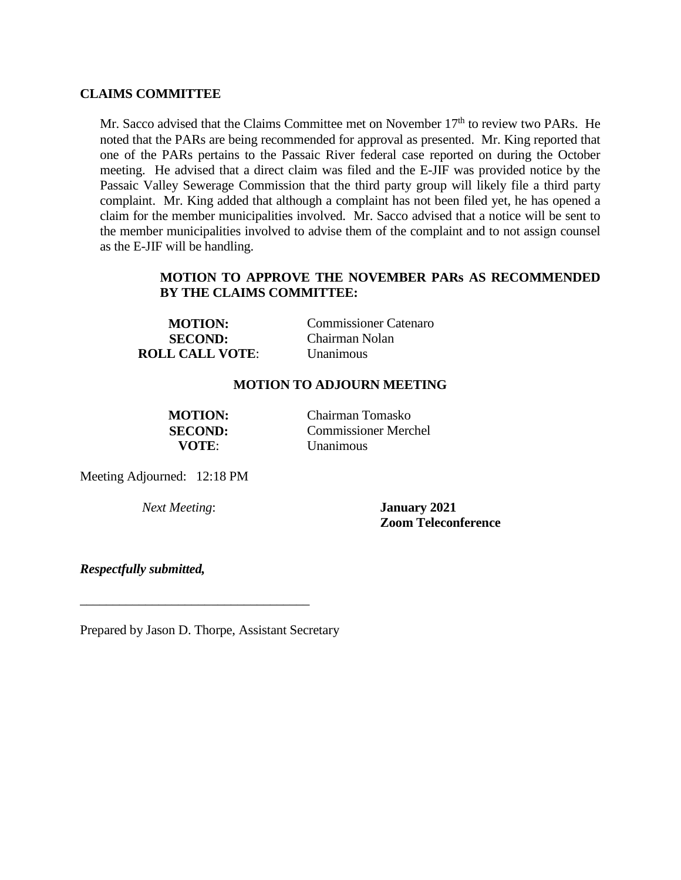**CLAIMS COMMITTEE**

Mr. Sacco advised that the Claims Committee met on November 17th to review two PARs. He noted that the PARs are being recommended for approval as presented. Mr. King reported that one of the PARs pertains to the Passaic River federal case reported on during the October meeting. He advised that a direct claim was filed and the E-JIF was provided notice by the Passaic Valley Sewerage Commission that the third party group will likely file a third party complaint. Mr. King added that although a complaint has not been filed yet, he has opened a claim for the member municipalities involved. Mr. Sacco advised that a notice will be sent to the member municipalities involved to advise them of the complaint and to not assign counsel as the E-JIF will be handling.

**MOTION TO APPROVE THE NOVEMBER PARs AS RECOMMENDED BY THE CLAIMS COMMITTEE:**

**MOTION:** Commissioner Catenaro
**SECOND:** Chairman Nolan
**ROLL CALL VOTE**: Unanimous

**MOTION TO ADJOURN MEETING**

**MOTION:** Chairman Tomasko
**SECOND:** Commissioner Merchel
**VOTE**: Unanimous

Meeting Adjourned: 12:18 PM

*Next Meeting*: **January 2021**
**Zoom Teleconference**

***Respectfully submitted,***

\_\_\_\_\_\_\_\_\_\_\_\_\_\_\_\_\_\_\_\_\_\_\_\_\_\_\_\_\_\_\_\_\_\_

Prepared by Jason D. Thorpe, Assistant Secretary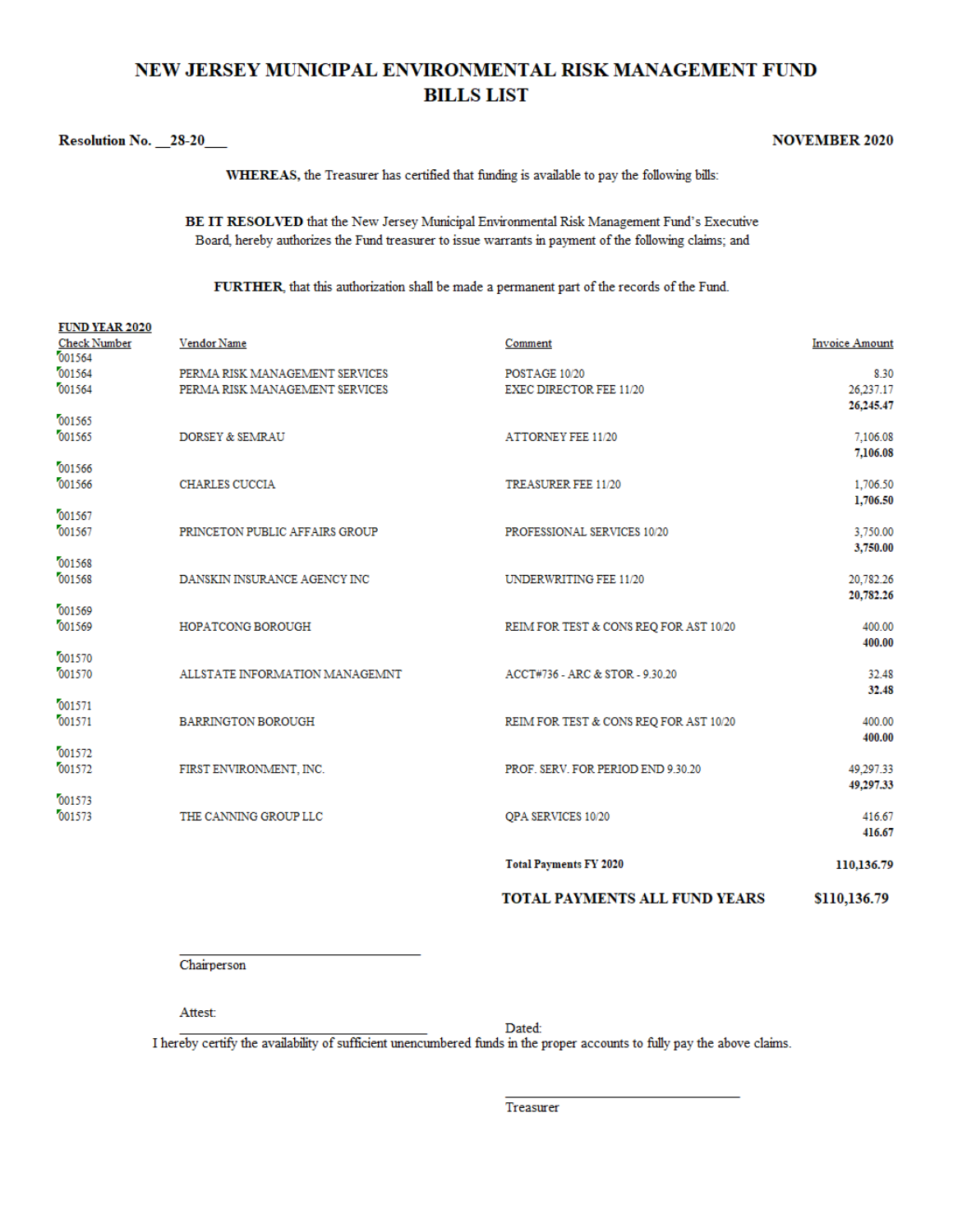# NEW JERSEY MUNICIPAL ENVIRONMENTAL RISK MANAGEMENT FUND
## BILLS LIST

**Resolution No. \_\_28-20\_\_\_** **NOVEMBER 2020**

**WHEREAS,** the Treasurer has certified that funding is available to pay the following bills:

**BE IT RESOLVED** that the New Jersey Municipal Environmental Risk Management Fund's Executive Board, hereby authorizes the Fund treasurer to issue warrants in payment of the following claims; and

**FURTHER**, that this authorization shall be made a permanent part of the records of the Fund.

**FUND YEAR 2020**

| Check Number | Vendor Name | Comment | Invoice Amount |
|---|---|---|---|
| 001564 | | | |
| 001564 | PERMA RISK MANAGEMENT SERVICES | POSTAGE 10/20 | 8.30 |
| 001564 | PERMA RISK MANAGEMENT SERVICES | EXEC DIRECTOR FEE 11/20 | 26,237.17 |
| | | | **26,245.47** |
| 001565 | | | |
| 001565 | DORSEY & SEMRAU | ATTORNEY FEE 11/20 | 7,106.08 |
| | | | **7,106.08** |
| 001566 | | | |
| 001566 | CHARLES CUCCIA | TREASURER FEE 11/20 | 1,706.50 |
| | | | **1,706.50** |
| 001567 | | | |
| 001567 | PRINCETON PUBLIC AFFAIRS GROUP | PROFESSIONAL SERVICES 10/20 | 3,750.00 |
| | | | **3,750.00** |
| 001568 | | | |
| 001568 | DANSKIN INSURANCE AGENCY INC | UNDERWRITING FEE 11/20 | 20,782.26 |
| | | | **20,782.26** |
| 001569 | | | |
| 001569 | HOPATCONG BOROUGH | REIM FOR TEST & CONS REQ FOR AST 10/20 | 400.00 |
| | | | **400.00** |
| 001570 | | | |
| 001570 | ALLSTATE INFORMATION MANAGEMNT | ACCT#736 - ARC & STOR - 9.30.20 | 32.48 |
| | | | **32.48** |
| 001571 | | | |
| 001571 | BARRINGTON BOROUGH | REIM FOR TEST & CONS REQ FOR AST 10/20 | 400.00 |
| | | | **400.00** |
| 001572 | | | |
| 001572 | FIRST ENVIRONMENT, INC. | PROF. SERV. FOR PERIOD END 9.30.20 | 49,297.33 |
| | | | **49,297.33** |
| 001573 | | | |
| 001573 | THE CANNING GROUP LLC | QPA SERVICES 10/20 | 416.67 |
| | | | **416.67** |
| | | **Total Payments FY 2020** | **110,136.79** |
| | | **TOTAL PAYMENTS ALL FUND YEARS** | **$110,136.79** |

\_\_\_\_\_\_\_\_\_\_\_\_\_\_\_\_\_\_\_\_\_\_\_\_\_\_\_\_\_\_\_\_
Chairperson

Attest:
\_\_\_\_\_\_\_\_\_\_\_\_\_\_\_\_\_\_\_\_\_\_\_\_\_\_\_\_\_\_\_\_ Dated:

I hereby certify the availability of sufficient unencumbered funds in the proper accounts to fully pay the above claims.

\_\_\_\_\_\_\_\_\_\_\_\_\_\_\_\_\_\_\_\_\_\_\_\_\_\_\_\_\_\_\_\_
Treasurer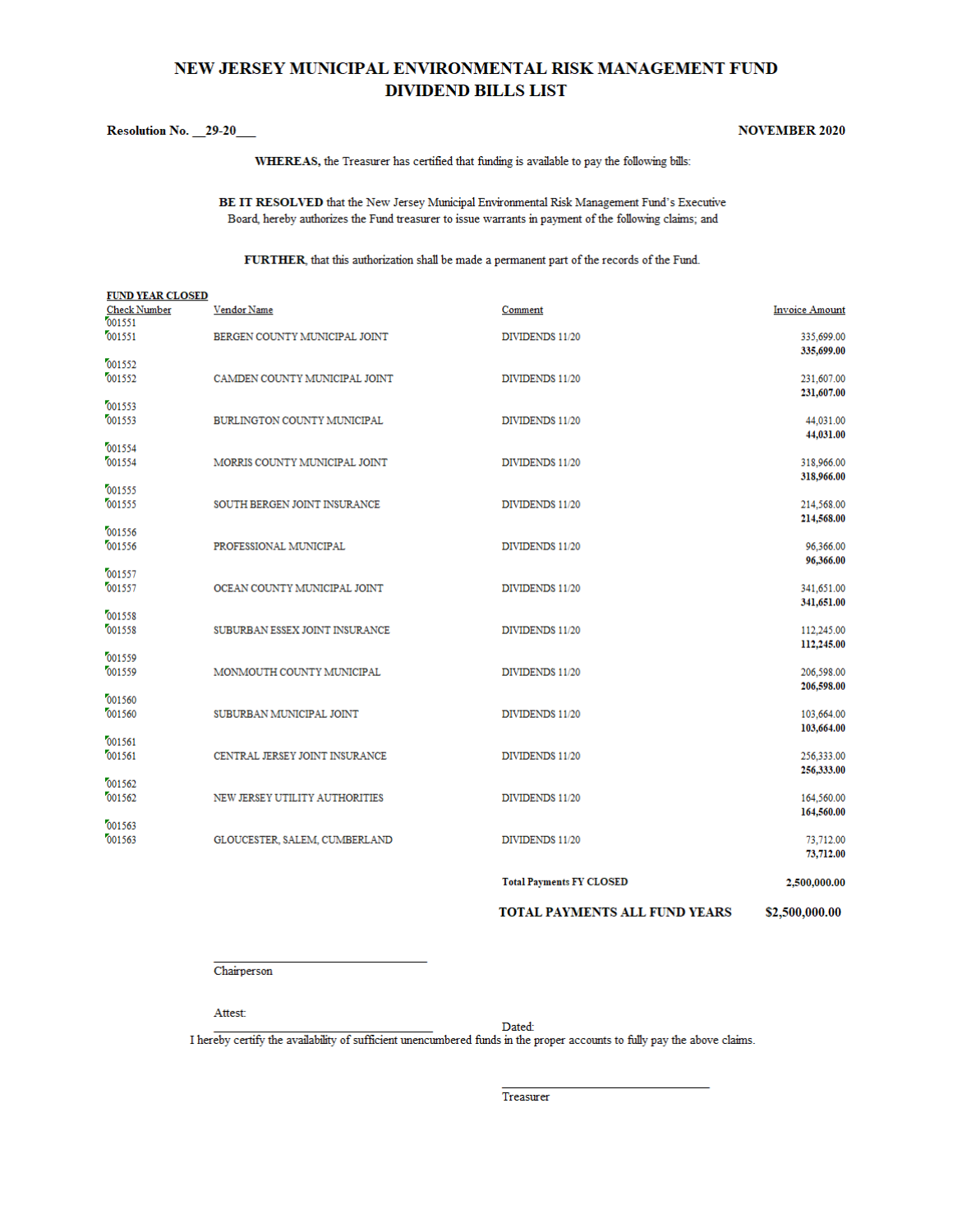# NEW JERSEY MUNICIPAL ENVIRONMENTAL RISK MANAGEMENT FUND
## DIVIDEND BILLS LIST

**Resolution No. __29-20___** **NOVEMBER 2020**

**WHEREAS,** the Treasurer has certified that funding is available to pay the following bills:

**BE IT RESOLVED** that the New Jersey Municipal Environmental Risk Management Fund's Executive Board, hereby authorizes the Fund treasurer to issue warrants in payment of the following claims; and

**FURTHER**, that this authorization shall be made a permanent part of the records of the Fund.

**FUND YEAR CLOSED**

| Check Number | Vendor Name | Comment | Invoice Amount |
|---|---|---|---|
| 001551 | | | |
| 001551 | BERGEN COUNTY MUNICIPAL JOINT | DIVIDENDS 11/20 | 335,699.00 |
| | | | **335,699.00** |
| 001552 | | | |
| 001552 | CAMDEN COUNTY MUNICIPAL JOINT | DIVIDENDS 11/20 | 231,607.00 |
| | | | **231,607.00** |
| 001553 | | | |
| 001553 | BURLINGTON COUNTY MUNICIPAL | DIVIDENDS 11/20 | 44,031.00 |
| | | | **44,031.00** |
| 001554 | | | |
| 001554 | MORRIS COUNTY MUNICIPAL JOINT | DIVIDENDS 11/20 | 318,966.00 |
| | | | **318,966.00** |
| 001555 | | | |
| 001555 | SOUTH BERGEN JOINT INSURANCE | DIVIDENDS 11/20 | 214,568.00 |
| | | | **214,568.00** |
| 001556 | | | |
| 001556 | PROFESSIONAL MUNICIPAL | DIVIDENDS 11/20 | 96,366.00 |
| | | | **96,366.00** |
| 001557 | | | |
| 001557 | OCEAN COUNTY MUNICIPAL JOINT | DIVIDENDS 11/20 | 341,651.00 |
| | | | **341,651.00** |
| 001558 | | | |
| 001558 | SUBURBAN ESSEX JOINT INSURANCE | DIVIDENDS 11/20 | 112,245.00 |
| | | | **112,245.00** |
| 001559 | | | |
| 001559 | MONMOUTH COUNTY MUNICIPAL | DIVIDENDS 11/20 | 206,598.00 |
| | | | **206,598.00** |
| 001560 | | | |
| 001560 | SUBURBAN MUNICIPAL JOINT | DIVIDENDS 11/20 | 103,664.00 |
| | | | **103,664.00** |
| 001561 | | | |
| 001561 | CENTRAL JERSEY JOINT INSURANCE | DIVIDENDS 11/20 | 256,333.00 |
| | | | **256,333.00** |
| 001562 | | | |
| 001562 | NEW JERSEY UTILITY AUTHORITIES | DIVIDENDS 11/20 | 164,560.00 |
| | | | **164,560.00** |
| 001563 | | | |
| 001563 | GLOUCESTER, SALEM, CUMBERLAND | DIVIDENDS 11/20 | 73,712.00 |
| | | | **73,712.00** |
| | | **Total Payments FY CLOSED** | **2,500,000.00** |
| | | **TOTAL PAYMENTS ALL FUND YEARS** | **$2,500,000.00** |

\_\_\_\_\_\_\_\_\_\_\_\_\_\_\_\_\_\_\_\_\_\_\_\_\_\_\_\_\_\_\_\_
Chairperson

Attest:
\_\_\_\_\_\_\_\_\_\_\_\_\_\_\_\_\_\_\_\_\_\_\_\_\_\_\_\_\_\_\_\_ Dated:

I hereby certify the availability of sufficient unencumbered funds in the proper accounts to fully pay the above claims.

\_\_\_\_\_\_\_\_\_\_\_\_\_\_\_\_\_\_\_\_\_\_\_\_\_\_\_\_\_\_\_\_
Treasurer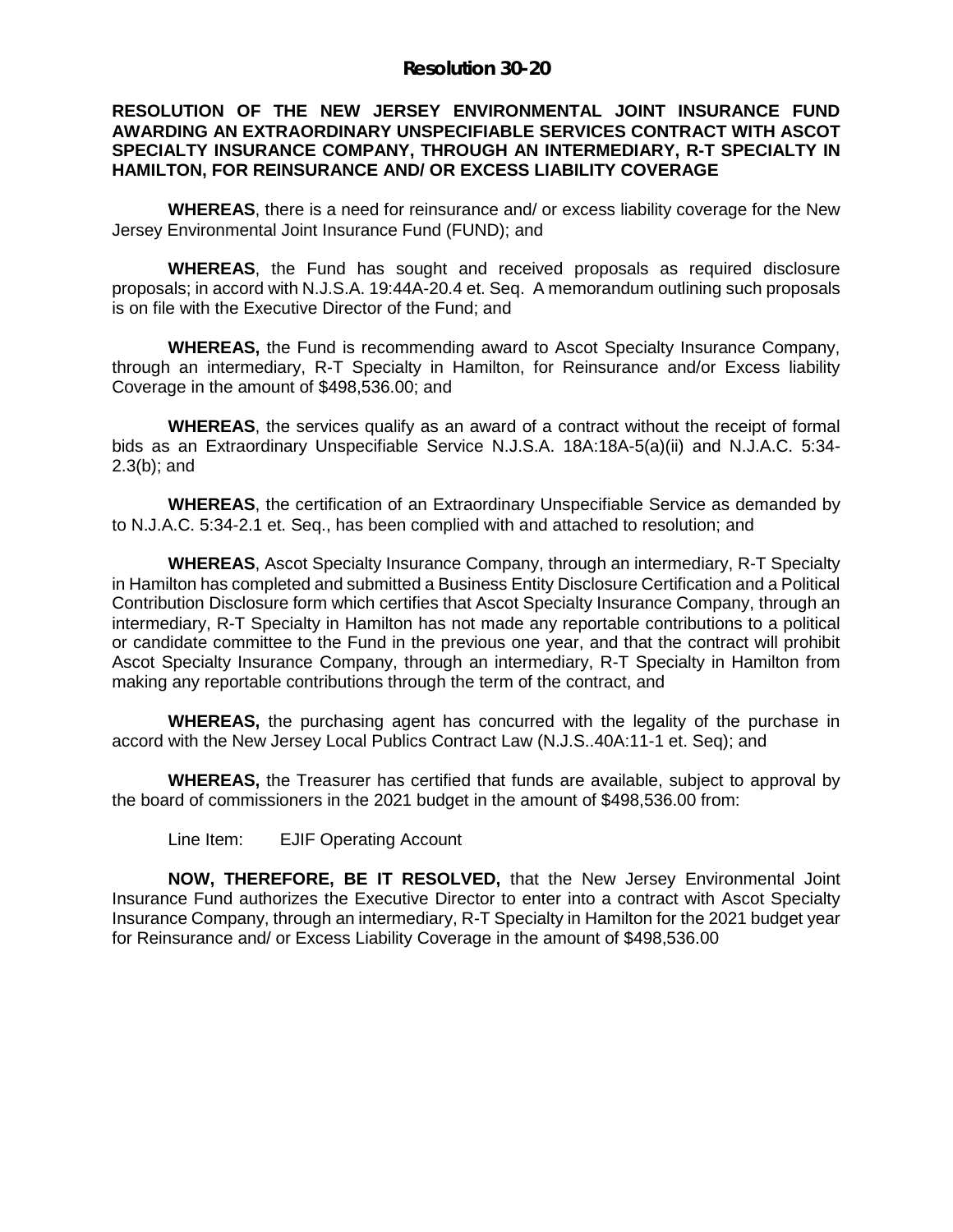# Resolution 30-20

**RESOLUTION OF THE NEW JERSEY ENVIRONMENTAL JOINT INSURANCE FUND AWARDING AN EXTRAORDINARY UNSPECIFIABLE SERVICES CONTRACT WITH ASCOT SPECIALTY INSURANCE COMPANY, THROUGH AN INTERMEDIARY, R-T SPECIALTY IN HAMILTON, FOR REINSURANCE AND/ OR EXCESS LIABILITY COVERAGE**

**WHEREAS**, there is a need for reinsurance and/ or excess liability coverage for the New Jersey Environmental Joint Insurance Fund (FUND); and

**WHEREAS**, the Fund has sought and received proposals as required disclosure proposals; in accord with N.J.S.A. 19:44A-20.4 et. Seq. A memorandum outlining such proposals is on file with the Executive Director of the Fund; and

**WHEREAS,** the Fund is recommending award to Ascot Specialty Insurance Company, through an intermediary, R-T Specialty in Hamilton, for Reinsurance and/or Excess liability Coverage in the amount of $498,536.00; and

**WHEREAS**, the services qualify as an award of a contract without the receipt of formal bids as an Extraordinary Unspecifiable Service N.J.S.A. 18A:18A-5(a)(ii) and N.J.A.C. 5:34-2.3(b); and

**WHEREAS**, the certification of an Extraordinary Unspecifiable Service as demanded by to N.J.A.C. 5:34-2.1 et. Seq., has been complied with and attached to resolution; and

**WHEREAS**, Ascot Specialty Insurance Company, through an intermediary, R-T Specialty in Hamilton has completed and submitted a Business Entity Disclosure Certification and a Political Contribution Disclosure form which certifies that Ascot Specialty Insurance Company, through an intermediary, R-T Specialty in Hamilton has not made any reportable contributions to a political or candidate committee to the Fund in the previous one year, and that the contract will prohibit Ascot Specialty Insurance Company, through an intermediary, R-T Specialty in Hamilton from making any reportable contributions through the term of the contract, and

**WHEREAS,** the purchasing agent has concurred with the legality of the purchase in accord with the New Jersey Local Publics Contract Law (N.J.S..40A:11-1 et. Seq); and

**WHEREAS,** the Treasurer has certified that funds are available, subject to approval by the board of commissioners in the 2021 budget in the amount of $498,536.00 from:

Line Item: EJIF Operating Account

**NOW, THEREFORE, BE IT RESOLVED,** that the New Jersey Environmental Joint Insurance Fund authorizes the Executive Director to enter into a contract with Ascot Specialty Insurance Company, through an intermediary, R-T Specialty in Hamilton for the 2021 budget year for Reinsurance and/ or Excess Liability Coverage in the amount of $498,536.00